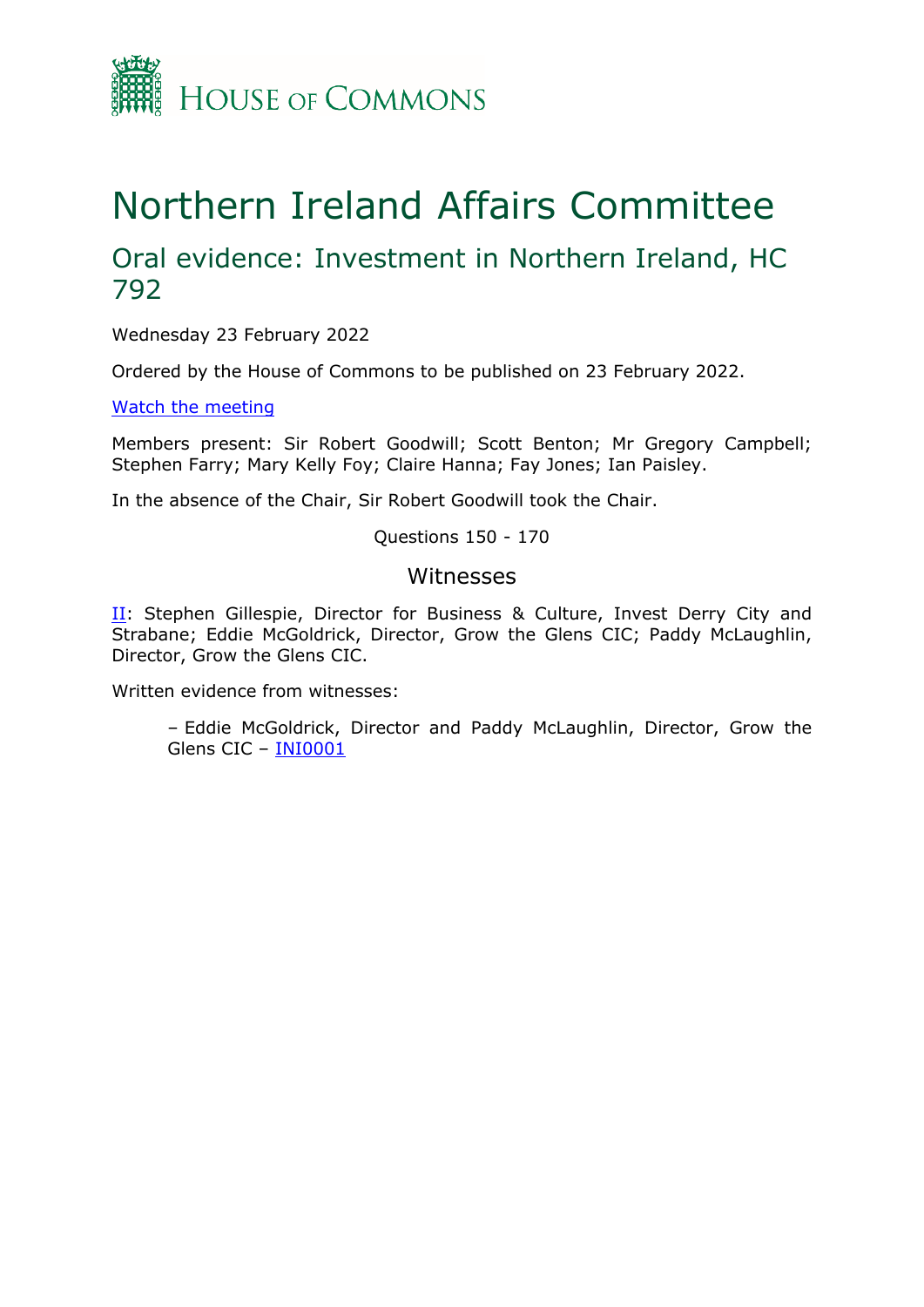HOUSE OF COMMONS

# Northern Ireland Affairs Committee

## Oral evidence: Investment in Northern Ireland, HC 792

Wednesday 23 February 2022

Ordered by the House of Commons to be published on 23 February 2022.

[Watch the meeting](#)

Members present: Sir Robert Goodwill; Scott Benton; Mr Gregory Campbell; Stephen Farry; Mary Kelly Foy; Claire Hanna; Fay Jones; Ian Paisley.

In the absence of the Chair, Sir Robert Goodwill took the Chair.

Questions 150 - 170

### Witnesses

II: Stephen Gillespie, Director for Business & Culture, Invest Derry City and Strabane; Eddie McGoldrick, Director, Grow the Glens CIC; Paddy McLaughlin, Director, Grow the Glens CIC.

Written evidence from witnesses:

– Eddie McGoldrick, Director and Paddy McLaughlin, Director, Grow the Glens CIC – INI0001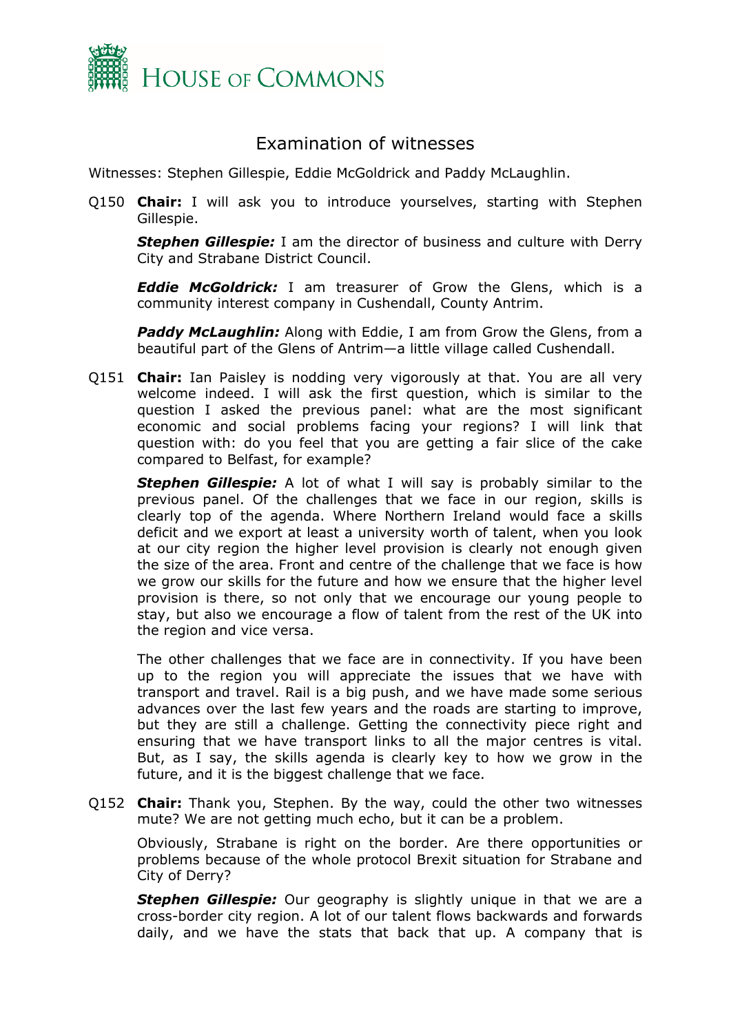# Examination of witnesses

Witnesses: Stephen Gillespie, Eddie McGoldrick and Paddy McLaughlin.

Q150 **Chair:** I will ask you to introduce yourselves, starting with Stephen Gillespie.

***Stephen Gillespie:*** I am the director of business and culture with Derry City and Strabane District Council.

***Eddie McGoldrick:*** I am treasurer of Grow the Glens, which is a community interest company in Cushendall, County Antrim.

***Paddy McLaughlin:*** Along with Eddie, I am from Grow the Glens, from a beautiful part of the Glens of Antrim—a little village called Cushendall.

Q151 **Chair:** Ian Paisley is nodding very vigorously at that. You are all very welcome indeed. I will ask the first question, which is similar to the question I asked the previous panel: what are the most significant economic and social problems facing your regions? I will link that question with: do you feel that you are getting a fair slice of the cake compared to Belfast, for example?

***Stephen Gillespie:*** A lot of what I will say is probably similar to the previous panel. Of the challenges that we face in our region, skills is clearly top of the agenda. Where Northern Ireland would face a skills deficit and we export at least a university worth of talent, when you look at our city region the higher level provision is clearly not enough given the size of the area. Front and centre of the challenge that we face is how we grow our skills for the future and how we ensure that the higher level provision is there, so not only that we encourage our young people to stay, but also we encourage a flow of talent from the rest of the UK into the region and vice versa.

The other challenges that we face are in connectivity. If you have been up to the region you will appreciate the issues that we have with transport and travel. Rail is a big push, and we have made some serious advances over the last few years and the roads are starting to improve, but they are still a challenge. Getting the connectivity piece right and ensuring that we have transport links to all the major centres is vital. But, as I say, the skills agenda is clearly key to how we grow in the future, and it is the biggest challenge that we face.

Q152 **Chair:** Thank you, Stephen. By the way, could the other two witnesses mute? We are not getting much echo, but it can be a problem.

Obviously, Strabane is right on the border. Are there opportunities or problems because of the whole protocol Brexit situation for Strabane and City of Derry?

***Stephen Gillespie:*** Our geography is slightly unique in that we are a cross-border city region. A lot of our talent flows backwards and forwards daily, and we have the stats that back that up. A company that is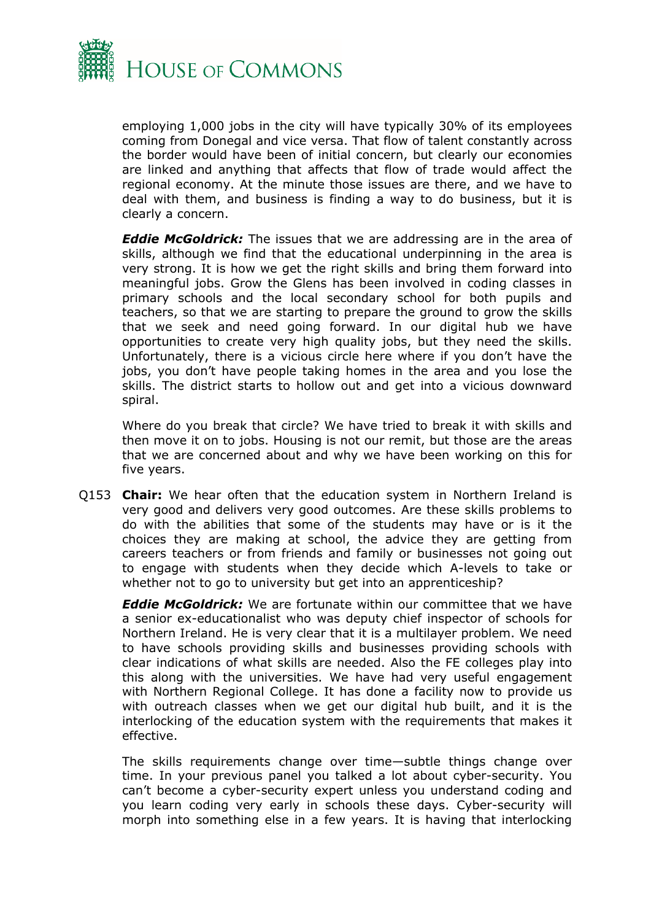employing 1,000 jobs in the city will have typically 30% of its employees coming from Donegal and vice versa. That flow of talent constantly across the border would have been of initial concern, but clearly our economies are linked and anything that affects that flow of trade would affect the regional economy. At the minute those issues are there, and we have to deal with them, and business is finding a way to do business, but it is clearly a concern.

***Eddie McGoldrick:*** The issues that we are addressing are in the area of skills, although we find that the educational underpinning in the area is very strong. It is how we get the right skills and bring them forward into meaningful jobs. Grow the Glens has been involved in coding classes in primary schools and the local secondary school for both pupils and teachers, so that we are starting to prepare the ground to grow the skills that we seek and need going forward. In our digital hub we have opportunities to create very high quality jobs, but they need the skills. Unfortunately, there is a vicious circle here where if you don't have the jobs, you don't have people taking homes in the area and you lose the skills. The district starts to hollow out and get into a vicious downward spiral.

Where do you break that circle? We have tried to break it with skills and then move it on to jobs. Housing is not our remit, but those are the areas that we are concerned about and why we have been working on this for five years.

Q153 **Chair:** We hear often that the education system in Northern Ireland is very good and delivers very good outcomes. Are these skills problems to do with the abilities that some of the students may have or is it the choices they are making at school, the advice they are getting from careers teachers or from friends and family or businesses not going out to engage with students when they decide which A-levels to take or whether not to go to university but get into an apprenticeship?

***Eddie McGoldrick:*** We are fortunate within our committee that we have a senior ex-educationalist who was deputy chief inspector of schools for Northern Ireland. He is very clear that it is a multilayer problem. We need to have schools providing skills and businesses providing schools with clear indications of what skills are needed. Also the FE colleges play into this along with the universities. We have had very useful engagement with Northern Regional College. It has done a facility now to provide us with outreach classes when we get our digital hub built, and it is the interlocking of the education system with the requirements that makes it effective.

The skills requirements change over time—subtle things change over time. In your previous panel you talked a lot about cyber-security. You can't become a cyber-security expert unless you understand coding and you learn coding very early in schools these days. Cyber-security will morph into something else in a few years. It is having that interlocking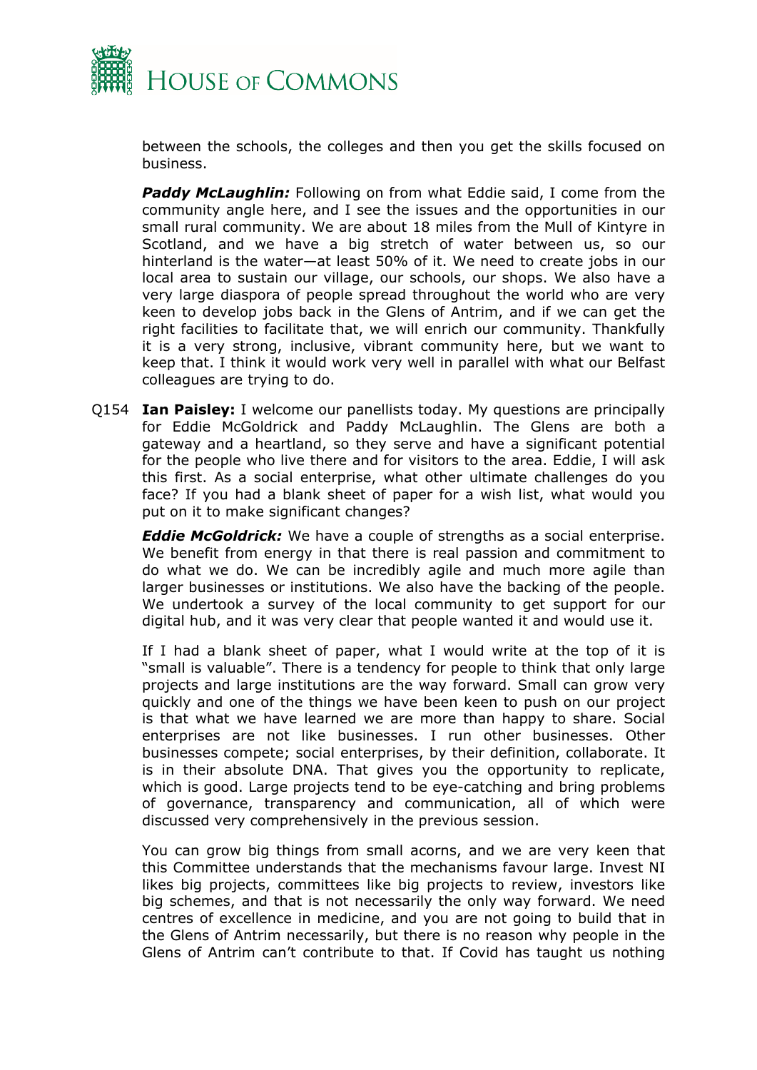between the schools, the colleges and then you get the skills focused on business.

***Paddy McLaughlin:*** Following on from what Eddie said, I come from the community angle here, and I see the issues and the opportunities in our small rural community. We are about 18 miles from the Mull of Kintyre in Scotland, and we have a big stretch of water between us, so our hinterland is the water—at least 50% of it. We need to create jobs in our local area to sustain our village, our schools, our shops. We also have a very large diaspora of people spread throughout the world who are very keen to develop jobs back in the Glens of Antrim, and if we can get the right facilities to facilitate that, we will enrich our community. Thankfully it is a very strong, inclusive, vibrant community here, but we want to keep that. I think it would work very well in parallel with what our Belfast colleagues are trying to do.

Q154 **Ian Paisley:** I welcome our panellists today. My questions are principally for Eddie McGoldrick and Paddy McLaughlin. The Glens are both a gateway and a heartland, so they serve and have a significant potential for the people who live there and for visitors to the area. Eddie, I will ask this first. As a social enterprise, what other ultimate challenges do you face? If you had a blank sheet of paper for a wish list, what would you put on it to make significant changes?

***Eddie McGoldrick:*** We have a couple of strengths as a social enterprise. We benefit from energy in that there is real passion and commitment to do what we do. We can be incredibly agile and much more agile than larger businesses or institutions. We also have the backing of the people. We undertook a survey of the local community to get support for our digital hub, and it was very clear that people wanted it and would use it.

If I had a blank sheet of paper, what I would write at the top of it is "small is valuable". There is a tendency for people to think that only large projects and large institutions are the way forward. Small can grow very quickly and one of the things we have been keen to push on our project is that what we have learned we are more than happy to share. Social enterprises are not like businesses. I run other businesses. Other businesses compete; social enterprises, by their definition, collaborate. It is in their absolute DNA. That gives you the opportunity to replicate, which is good. Large projects tend to be eye-catching and bring problems of governance, transparency and communication, all of which were discussed very comprehensively in the previous session.

You can grow big things from small acorns, and we are very keen that this Committee understands that the mechanisms favour large. Invest NI likes big projects, committees like big projects to review, investors like big schemes, and that is not necessarily the only way forward. We need centres of excellence in medicine, and you are not going to build that in the Glens of Antrim necessarily, but there is no reason why people in the Glens of Antrim can't contribute to that. If Covid has taught us nothing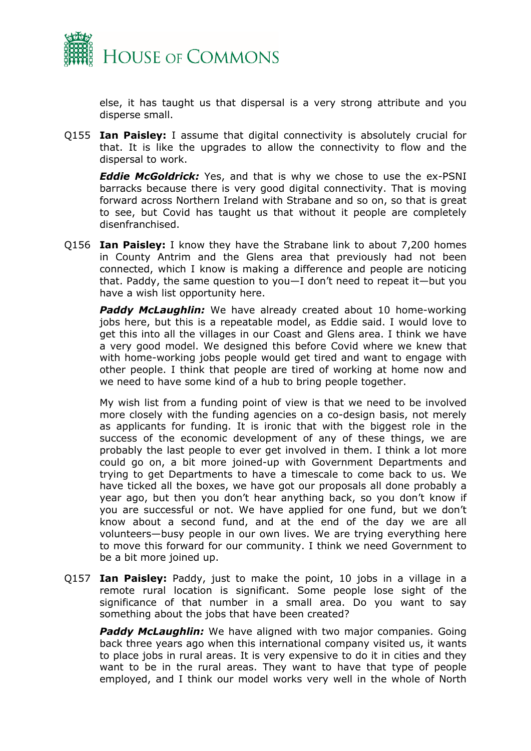else, it has taught us that dispersal is a very strong attribute and you disperse small.

Q155 **Ian Paisley:** I assume that digital connectivity is absolutely crucial for that. It is like the upgrades to allow the connectivity to flow and the dispersal to work.

***Eddie McGoldrick:*** Yes, and that is why we chose to use the ex-PSNI barracks because there is very good digital connectivity. That is moving forward across Northern Ireland with Strabane and so on, so that is great to see, but Covid has taught us that without it people are completely disenfranchised.

Q156 **Ian Paisley:** I know they have the Strabane link to about 7,200 homes in County Antrim and the Glens area that previously had not been connected, which I know is making a difference and people are noticing that. Paddy, the same question to you—I don't need to repeat it—but you have a wish list opportunity here.

***Paddy McLaughlin:*** We have already created about 10 home-working jobs here, but this is a repeatable model, as Eddie said. I would love to get this into all the villages in our Coast and Glens area. I think we have a very good model. We designed this before Covid where we knew that with home-working jobs people would get tired and want to engage with other people. I think that people are tired of working at home now and we need to have some kind of a hub to bring people together.

My wish list from a funding point of view is that we need to be involved more closely with the funding agencies on a co-design basis, not merely as applicants for funding. It is ironic that with the biggest role in the success of the economic development of any of these things, we are probably the last people to ever get involved in them. I think a lot more could go on, a bit more joined-up with Government Departments and trying to get Departments to have a timescale to come back to us. We have ticked all the boxes, we have got our proposals all done probably a year ago, but then you don't hear anything back, so you don't know if you are successful or not. We have applied for one fund, but we don't know about a second fund, and at the end of the day we are all volunteers—busy people in our own lives. We are trying everything here to move this forward for our community. I think we need Government to be a bit more joined up.

Q157 **Ian Paisley:** Paddy, just to make the point, 10 jobs in a village in a remote rural location is significant. Some people lose sight of the significance of that number in a small area. Do you want to say something about the jobs that have been created?

***Paddy McLaughlin:*** We have aligned with two major companies. Going back three years ago when this international company visited us, it wants to place jobs in rural areas. It is very expensive to do it in cities and they want to be in the rural areas. They want to have that type of people employed, and I think our model works very well in the whole of North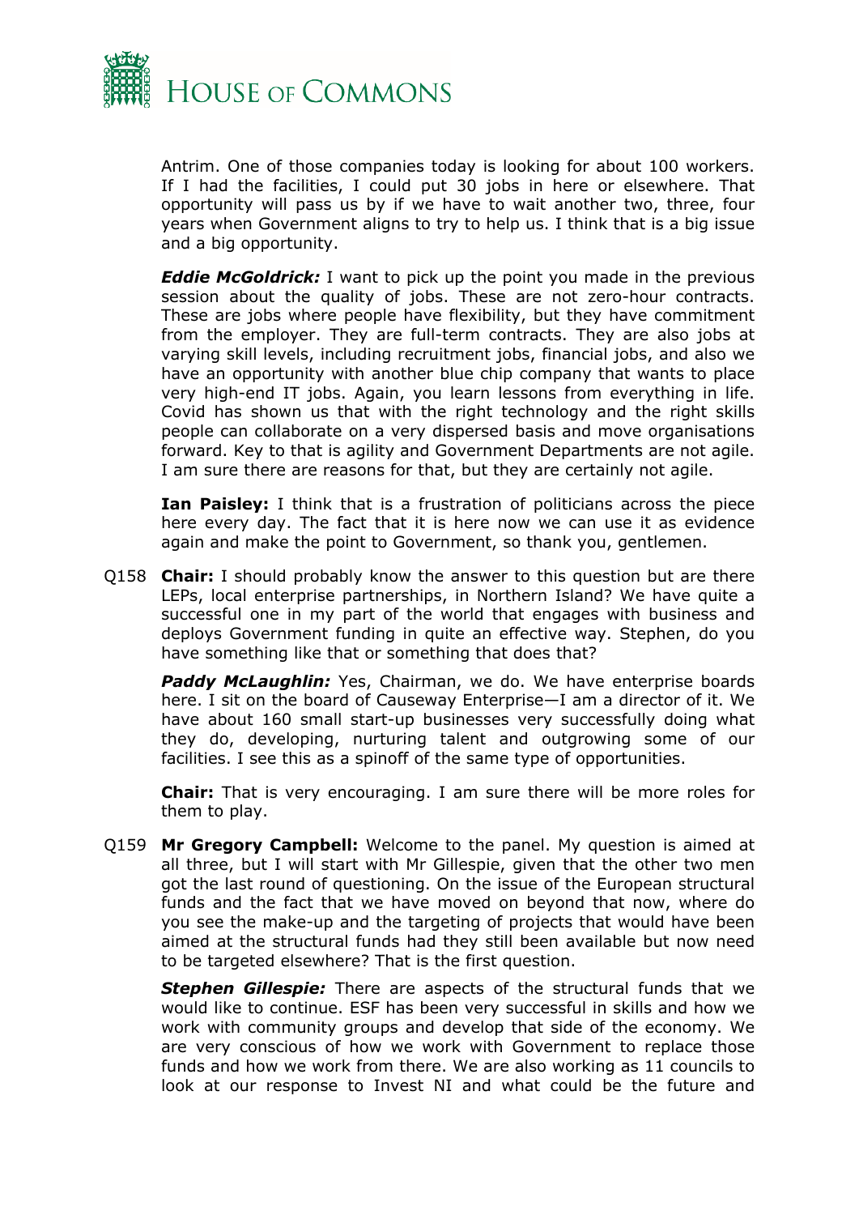Antrim. One of those companies today is looking for about 100 workers. If I had the facilities, I could put 30 jobs in here or elsewhere. That opportunity will pass us by if we have to wait another two, three, four years when Government aligns to try to help us. I think that is a big issue and a big opportunity.

***Eddie McGoldrick:*** I want to pick up the point you made in the previous session about the quality of jobs. These are not zero-hour contracts. These are jobs where people have flexibility, but they have commitment from the employer. They are full-term contracts. They are also jobs at varying skill levels, including recruitment jobs, financial jobs, and also we have an opportunity with another blue chip company that wants to place very high-end IT jobs. Again, you learn lessons from everything in life. Covid has shown us that with the right technology and the right skills people can collaborate on a very dispersed basis and move organisations forward. Key to that is agility and Government Departments are not agile. I am sure there are reasons for that, but they are certainly not agile.

**Ian Paisley:** I think that is a frustration of politicians across the piece here every day. The fact that it is here now we can use it as evidence again and make the point to Government, so thank you, gentlemen.

Q158 **Chair:** I should probably know the answer to this question but are there LEPs, local enterprise partnerships, in Northern Island? We have quite a successful one in my part of the world that engages with business and deploys Government funding in quite an effective way. Stephen, do you have something like that or something that does that?

***Paddy McLaughlin:*** Yes, Chairman, we do. We have enterprise boards here. I sit on the board of Causeway Enterprise—I am a director of it. We have about 160 small start-up businesses very successfully doing what they do, developing, nurturing talent and outgrowing some of our facilities. I see this as a spinoff of the same type of opportunities.

**Chair:** That is very encouraging. I am sure there will be more roles for them to play.

Q159 **Mr Gregory Campbell:** Welcome to the panel. My question is aimed at all three, but I will start with Mr Gillespie, given that the other two men got the last round of questioning. On the issue of the European structural funds and the fact that we have moved on beyond that now, where do you see the make-up and the targeting of projects that would have been aimed at the structural funds had they still been available but now need to be targeted elsewhere? That is the first question.

***Stephen Gillespie:*** There are aspects of the structural funds that we would like to continue. ESF has been very successful in skills and how we work with community groups and develop that side of the economy. We are very conscious of how we work with Government to replace those funds and how we work from there. We are also working as 11 councils to look at our response to Invest NI and what could be the future and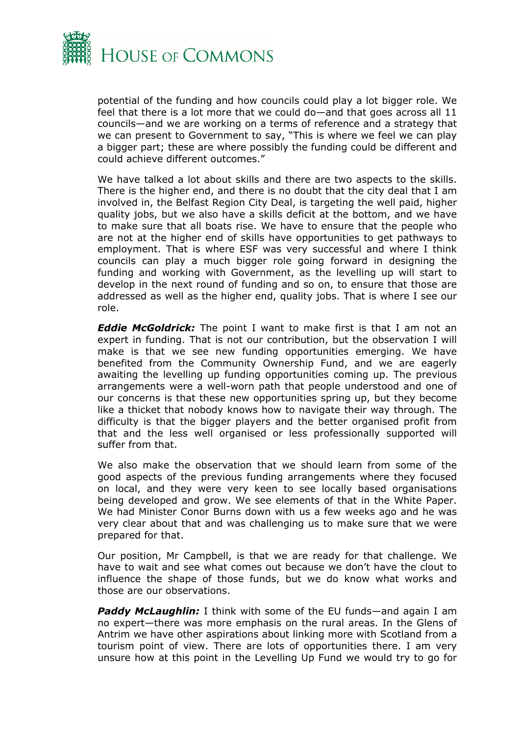potential of the funding and how councils could play a lot bigger role. We feel that there is a lot more that we could do—and that goes across all 11 councils—and we are working on a terms of reference and a strategy that we can present to Government to say, "This is where we feel we can play a bigger part; these are where possibly the funding could be different and could achieve different outcomes."

We have talked a lot about skills and there are two aspects to the skills. There is the higher end, and there is no doubt that the city deal that I am involved in, the Belfast Region City Deal, is targeting the well paid, higher quality jobs, but we also have a skills deficit at the bottom, and we have to make sure that all boats rise. We have to ensure that the people who are not at the higher end of skills have opportunities to get pathways to employment. That is where ESF was very successful and where I think councils can play a much bigger role going forward in designing the funding and working with Government, as the levelling up will start to develop in the next round of funding and so on, to ensure that those are addressed as well as the higher end, quality jobs. That is where I see our role.

***Eddie McGoldrick:*** The point I want to make first is that I am not an expert in funding. That is not our contribution, but the observation I will make is that we see new funding opportunities emerging. We have benefited from the Community Ownership Fund, and we are eagerly awaiting the levelling up funding opportunities coming up. The previous arrangements were a well-worn path that people understood and one of our concerns is that these new opportunities spring up, but they become like a thicket that nobody knows how to navigate their way through. The difficulty is that the bigger players and the better organised profit from that and the less well organised or less professionally supported will suffer from that.

We also make the observation that we should learn from some of the good aspects of the previous funding arrangements where they focused on local, and they were very keen to see locally based organisations being developed and grow. We see elements of that in the White Paper. We had Minister Conor Burns down with us a few weeks ago and he was very clear about that and was challenging us to make sure that we were prepared for that.

Our position, Mr Campbell, is that we are ready for that challenge. We have to wait and see what comes out because we don't have the clout to influence the shape of those funds, but we do know what works and those are our observations.

***Paddy McLaughlin:*** I think with some of the EU funds—and again I am no expert—there was more emphasis on the rural areas. In the Glens of Antrim we have other aspirations about linking more with Scotland from a tourism point of view. There are lots of opportunities there. I am very unsure how at this point in the Levelling Up Fund we would try to go for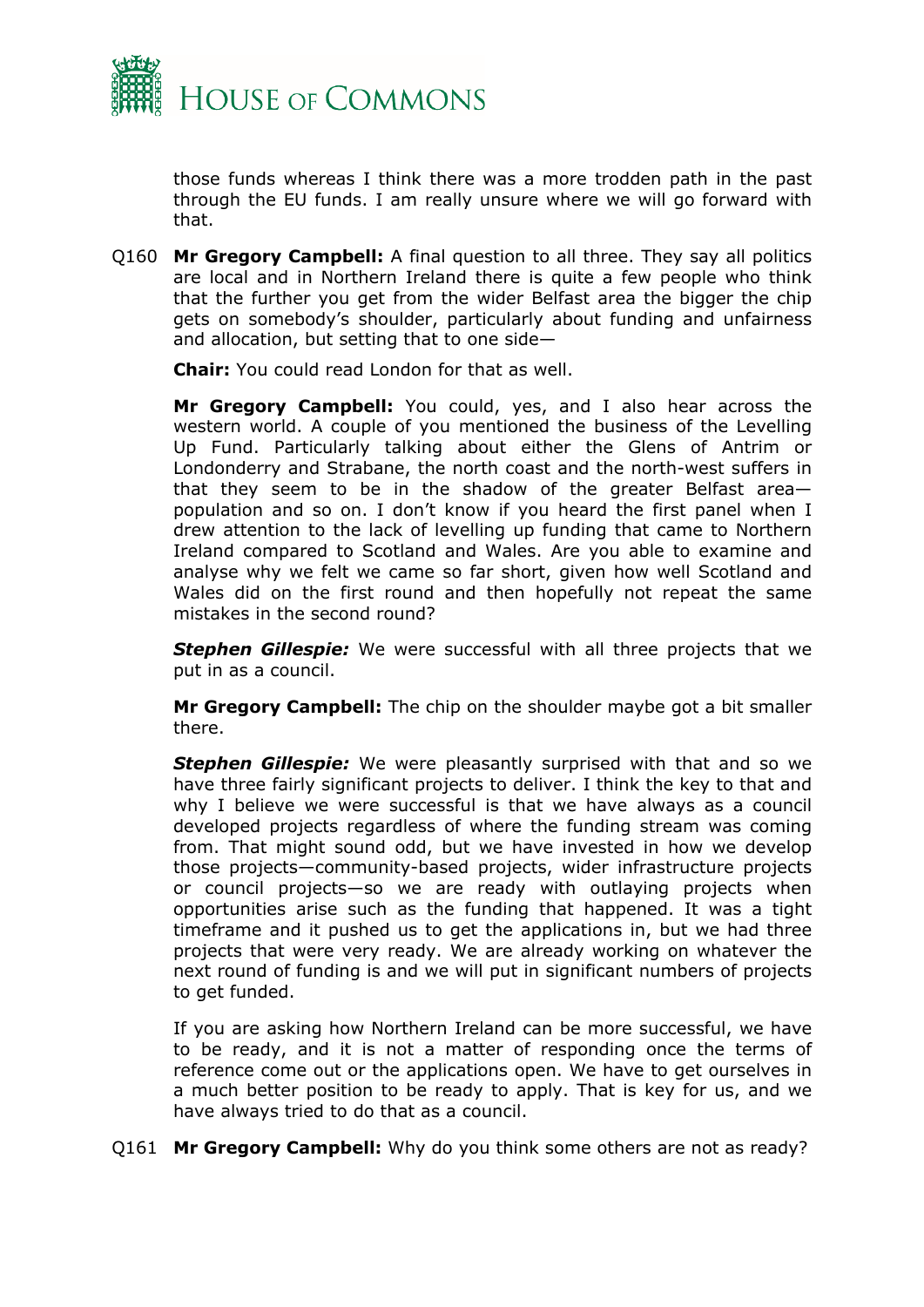those funds whereas I think there was a more trodden path in the past through the EU funds. I am really unsure where we will go forward with that.

Q160 **Mr Gregory Campbell:** A final question to all three. They say all politics are local and in Northern Ireland there is quite a few people who think that the further you get from the wider Belfast area the bigger the chip gets on somebody's shoulder, particularly about funding and unfairness and allocation, but setting that to one side—

**Chair:** You could read London for that as well.

**Mr Gregory Campbell:** You could, yes, and I also hear across the western world. A couple of you mentioned the business of the Levelling Up Fund. Particularly talking about either the Glens of Antrim or Londonderry and Strabane, the north coast and the north-west suffers in that they seem to be in the shadow of the greater Belfast area—population and so on. I don't know if you heard the first panel when I drew attention to the lack of levelling up funding that came to Northern Ireland compared to Scotland and Wales. Are you able to examine and analyse why we felt we came so far short, given how well Scotland and Wales did on the first round and then hopefully not repeat the same mistakes in the second round?

***Stephen Gillespie:*** We were successful with all three projects that we put in as a council.

**Mr Gregory Campbell:** The chip on the shoulder maybe got a bit smaller there.

***Stephen Gillespie:*** We were pleasantly surprised with that and so we have three fairly significant projects to deliver. I think the key to that and why I believe we were successful is that we have always as a council developed projects regardless of where the funding stream was coming from. That might sound odd, but we have invested in how we develop those projects—community-based projects, wider infrastructure projects or council projects—so we are ready with outlaying projects when opportunities arise such as the funding that happened. It was a tight timeframe and it pushed us to get the applications in, but we had three projects that were very ready. We are already working on whatever the next round of funding is and we will put in significant numbers of projects to get funded.

If you are asking how Northern Ireland can be more successful, we have to be ready, and it is not a matter of responding once the terms of reference come out or the applications open. We have to get ourselves in a much better position to be ready to apply. That is key for us, and we have always tried to do that as a council.

Q161 **Mr Gregory Campbell:** Why do you think some others are not as ready?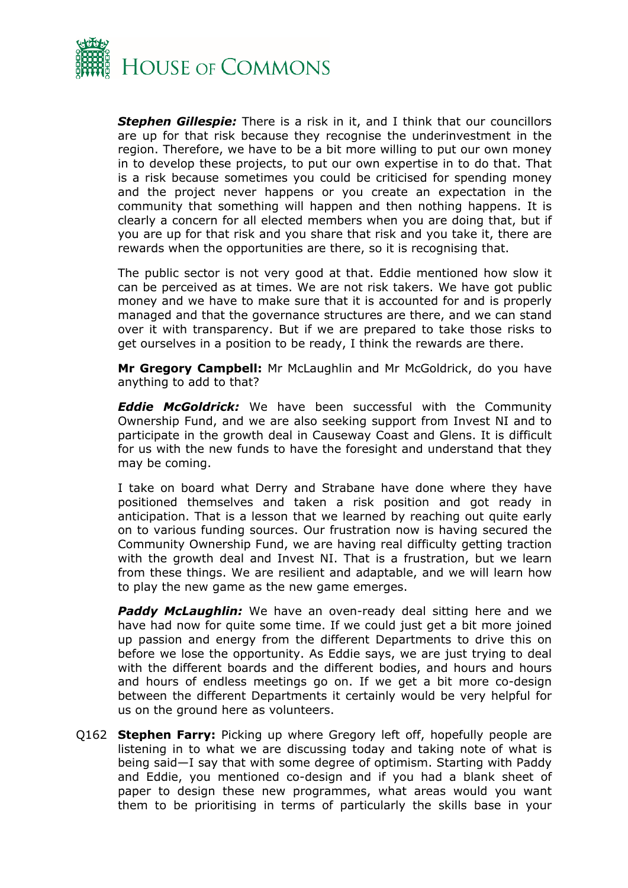***Stephen Gillespie:*** There is a risk in it, and I think that our councillors are up for that risk because they recognise the underinvestment in the region. Therefore, we have to be a bit more willing to put our own money in to develop these projects, to put our own expertise in to do that. That is a risk because sometimes you could be criticised for spending money and the project never happens or you create an expectation in the community that something will happen and then nothing happens. It is clearly a concern for all elected members when you are doing that, but if you are up for that risk and you share that risk and you take it, there are rewards when the opportunities are there, so it is recognising that.

The public sector is not very good at that. Eddie mentioned how slow it can be perceived as at times. We are not risk takers. We have got public money and we have to make sure that it is accounted for and is properly managed and that the governance structures are there, and we can stand over it with transparency. But if we are prepared to take those risks to get ourselves in a position to be ready, I think the rewards are there.

**Mr Gregory Campbell:** Mr McLaughlin and Mr McGoldrick, do you have anything to add to that?

***Eddie McGoldrick:*** We have been successful with the Community Ownership Fund, and we are also seeking support from Invest NI and to participate in the growth deal in Causeway Coast and Glens. It is difficult for us with the new funds to have the foresight and understand that they may be coming.

I take on board what Derry and Strabane have done where they have positioned themselves and taken a risk position and got ready in anticipation. That is a lesson that we learned by reaching out quite early on to various funding sources. Our frustration now is having secured the Community Ownership Fund, we are having real difficulty getting traction with the growth deal and Invest NI. That is a frustration, but we learn from these things. We are resilient and adaptable, and we will learn how to play the new game as the new game emerges.

***Paddy McLaughlin:*** We have an oven-ready deal sitting here and we have had now for quite some time. If we could just get a bit more joined up passion and energy from the different Departments to drive this on before we lose the opportunity. As Eddie says, we are just trying to deal with the different boards and the different bodies, and hours and hours and hours of endless meetings go on. If we get a bit more co-design between the different Departments it certainly would be very helpful for us on the ground here as volunteers.

Q162 **Stephen Farry:** Picking up where Gregory left off, hopefully people are listening in to what we are discussing today and taking note of what is being said—I say that with some degree of optimism. Starting with Paddy and Eddie, you mentioned co-design and if you had a blank sheet of paper to design these new programmes, what areas would you want them to be prioritising in terms of particularly the skills base in your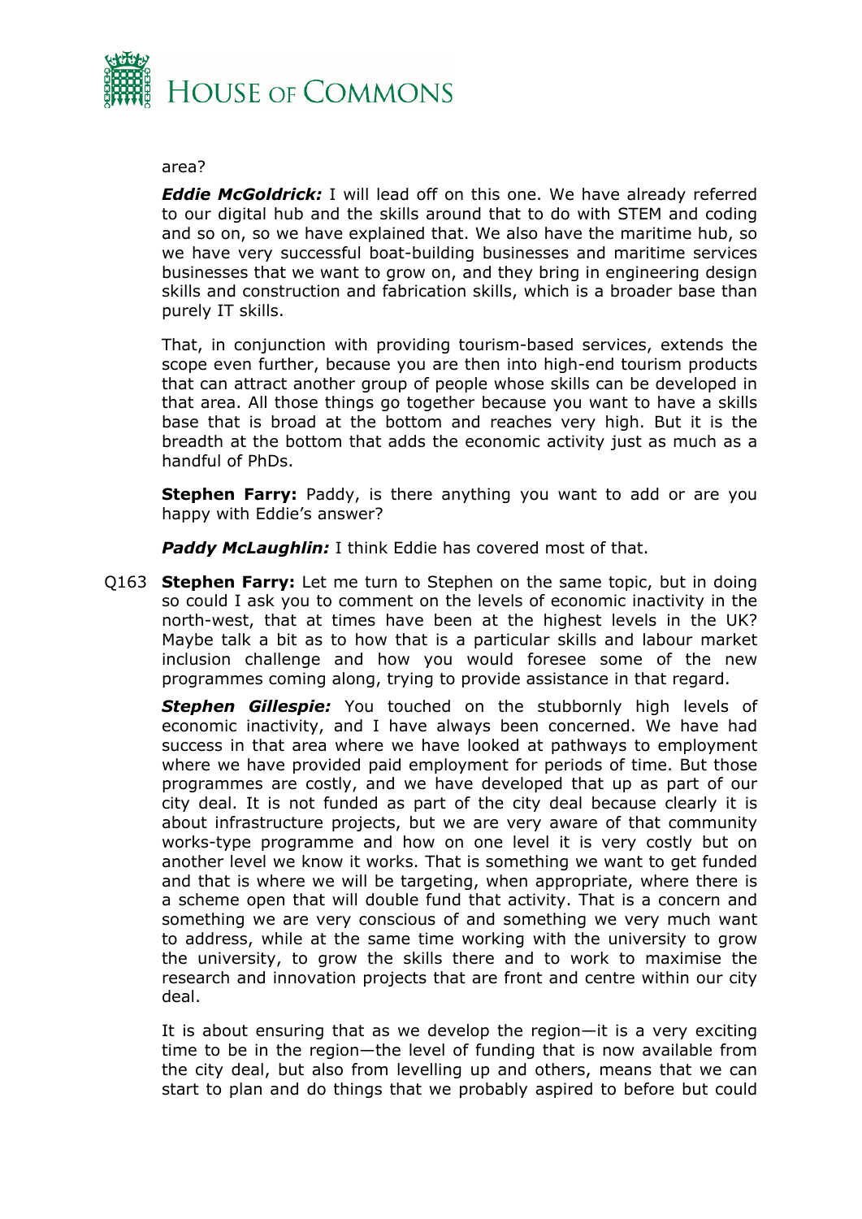area?

***Eddie McGoldrick:*** I will lead off on this one. We have already referred to our digital hub and the skills around that to do with STEM and coding and so on, so we have explained that. We also have the maritime hub, so we have very successful boat-building businesses and maritime services businesses that we want to grow on, and they bring in engineering design skills and construction and fabrication skills, which is a broader base than purely IT skills.

That, in conjunction with providing tourism-based services, extends the scope even further, because you are then into high-end tourism products that can attract another group of people whose skills can be developed in that area. All those things go together because you want to have a skills base that is broad at the bottom and reaches very high. But it is the breadth at the bottom that adds the economic activity just as much as a handful of PhDs.

**Stephen Farry:** Paddy, is there anything you want to add or are you happy with Eddie's answer?

***Paddy McLaughlin:*** I think Eddie has covered most of that.

Q163 **Stephen Farry:** Let me turn to Stephen on the same topic, but in doing so could I ask you to comment on the levels of economic inactivity in the north-west, that at times have been at the highest levels in the UK? Maybe talk a bit as to how that is a particular skills and labour market inclusion challenge and how you would foresee some of the new programmes coming along, trying to provide assistance in that regard.

***Stephen Gillespie:*** You touched on the stubbornly high levels of economic inactivity, and I have always been concerned. We have had success in that area where we have looked at pathways to employment where we have provided paid employment for periods of time. But those programmes are costly, and we have developed that up as part of our city deal. It is not funded as part of the city deal because clearly it is about infrastructure projects, but we are very aware of that community works-type programme and how on one level it is very costly but on another level we know it works. That is something we want to get funded and that is where we will be targeting, when appropriate, where there is a scheme open that will double fund that activity. That is a concern and something we are very conscious of and something we very much want to address, while at the same time working with the university to grow the university, to grow the skills there and to work to maximise the research and innovation projects that are front and centre within our city deal.

It is about ensuring that as we develop the region—it is a very exciting time to be in the region—the level of funding that is now available from the city deal, but also from levelling up and others, means that we can start to plan and do things that we probably aspired to before but could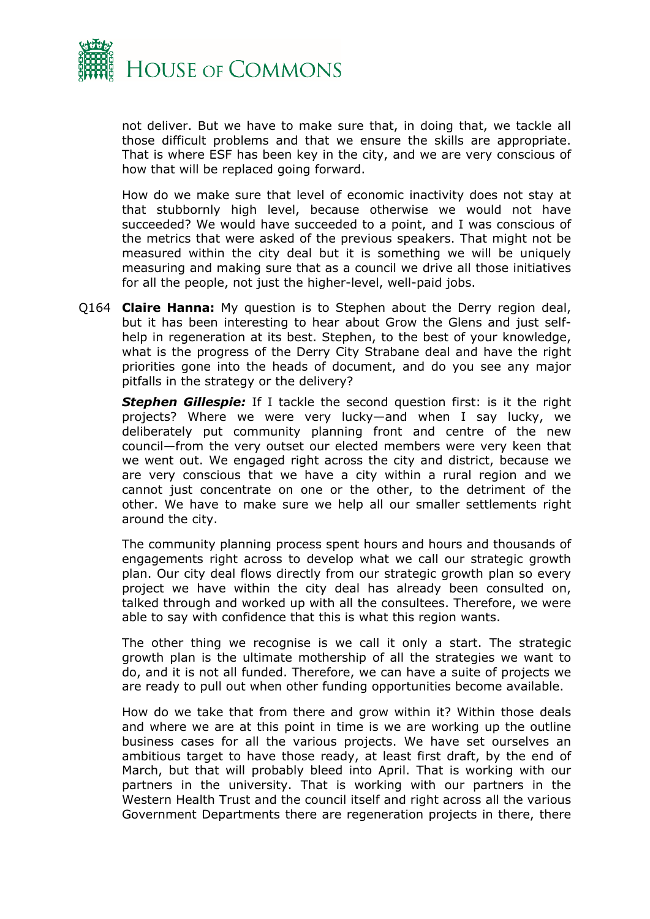not deliver. But we have to make sure that, in doing that, we tackle all those difficult problems and that we ensure the skills are appropriate. That is where ESF has been key in the city, and we are very conscious of how that will be replaced going forward.

How do we make sure that level of economic inactivity does not stay at that stubbornly high level, because otherwise we would not have succeeded? We would have succeeded to a point, and I was conscious of the metrics that were asked of the previous speakers. That might not be measured within the city deal but it is something we will be uniquely measuring and making sure that as a council we drive all those initiatives for all the people, not just the higher-level, well-paid jobs.

Q164 **Claire Hanna:** My question is to Stephen about the Derry region deal, but it has been interesting to hear about Grow the Glens and just self-help in regeneration at its best. Stephen, to the best of your knowledge, what is the progress of the Derry City Strabane deal and have the right priorities gone into the heads of document, and do you see any major pitfalls in the strategy or the delivery?

***Stephen Gillespie:*** If I tackle the second question first: is it the right projects? Where we were very lucky—and when I say lucky, we deliberately put community planning front and centre of the new council—from the very outset our elected members were very keen that we went out. We engaged right across the city and district, because we are very conscious that we have a city within a rural region and we cannot just concentrate on one or the other, to the detriment of the other. We have to make sure we help all our smaller settlements right around the city.

The community planning process spent hours and hours and thousands of engagements right across to develop what we call our strategic growth plan. Our city deal flows directly from our strategic growth plan so every project we have within the city deal has already been consulted on, talked through and worked up with all the consultees. Therefore, we were able to say with confidence that this is what this region wants.

The other thing we recognise is we call it only a start. The strategic growth plan is the ultimate mothership of all the strategies we want to do, and it is not all funded. Therefore, we can have a suite of projects we are ready to pull out when other funding opportunities become available.

How do we take that from there and grow within it? Within those deals and where we are at this point in time is we are working up the outline business cases for all the various projects. We have set ourselves an ambitious target to have those ready, at least first draft, by the end of March, but that will probably bleed into April. That is working with our partners in the university. That is working with our partners in the Western Health Trust and the council itself and right across all the various Government Departments there are regeneration projects in there, there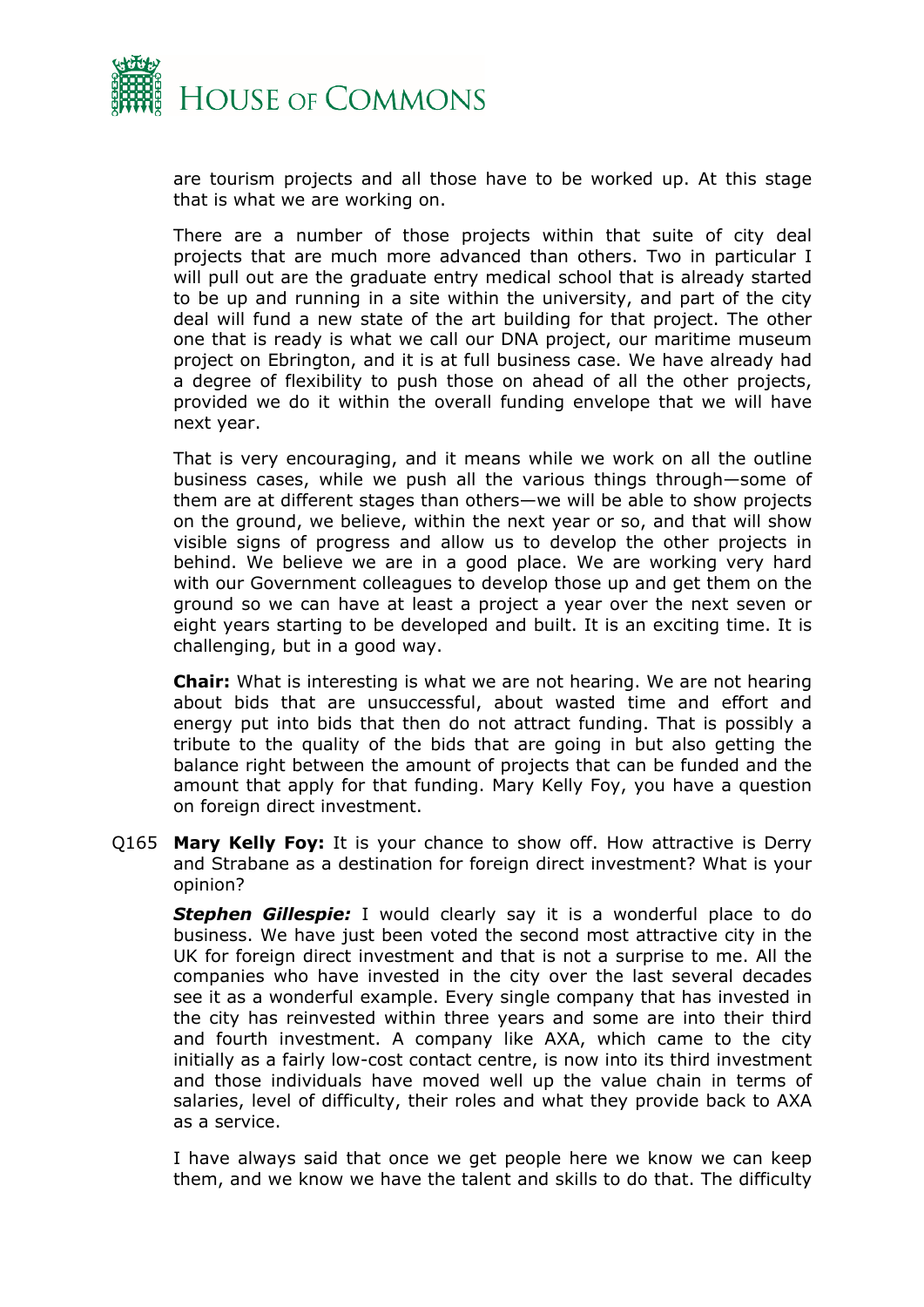are tourism projects and all those have to be worked up. At this stage that is what we are working on.

There are a number of those projects within that suite of city deal projects that are much more advanced than others. Two in particular I will pull out are the graduate entry medical school that is already started to be up and running in a site within the university, and part of the city deal will fund a new state of the art building for that project. The other one that is ready is what we call our DNA project, our maritime museum project on Ebrington, and it is at full business case. We have already had a degree of flexibility to push those on ahead of all the other projects, provided we do it within the overall funding envelope that we will have next year.

That is very encouraging, and it means while we work on all the outline business cases, while we push all the various things through—some of them are at different stages than others—we will be able to show projects on the ground, we believe, within the next year or so, and that will show visible signs of progress and allow us to develop the other projects in behind. We believe we are in a good place. We are working very hard with our Government colleagues to develop those up and get them on the ground so we can have at least a project a year over the next seven or eight years starting to be developed and built. It is an exciting time. It is challenging, but in a good way.

**Chair:** What is interesting is what we are not hearing. We are not hearing about bids that are unsuccessful, about wasted time and effort and energy put into bids that then do not attract funding. That is possibly a tribute to the quality of the bids that are going in but also getting the balance right between the amount of projects that can be funded and the amount that apply for that funding. Mary Kelly Foy, you have a question on foreign direct investment.

Q165 **Mary Kelly Foy:** It is your chance to show off. How attractive is Derry and Strabane as a destination for foreign direct investment? What is your opinion?

***Stephen Gillespie:*** I would clearly say it is a wonderful place to do business. We have just been voted the second most attractive city in the UK for foreign direct investment and that is not a surprise to me. All the companies who have invested in the city over the last several decades see it as a wonderful example. Every single company that has invested in the city has reinvested within three years and some are into their third and fourth investment. A company like AXA, which came to the city initially as a fairly low-cost contact centre, is now into its third investment and those individuals have moved well up the value chain in terms of salaries, level of difficulty, their roles and what they provide back to AXA as a service.

I have always said that once we get people here we know we can keep them, and we know we have the talent and skills to do that. The difficulty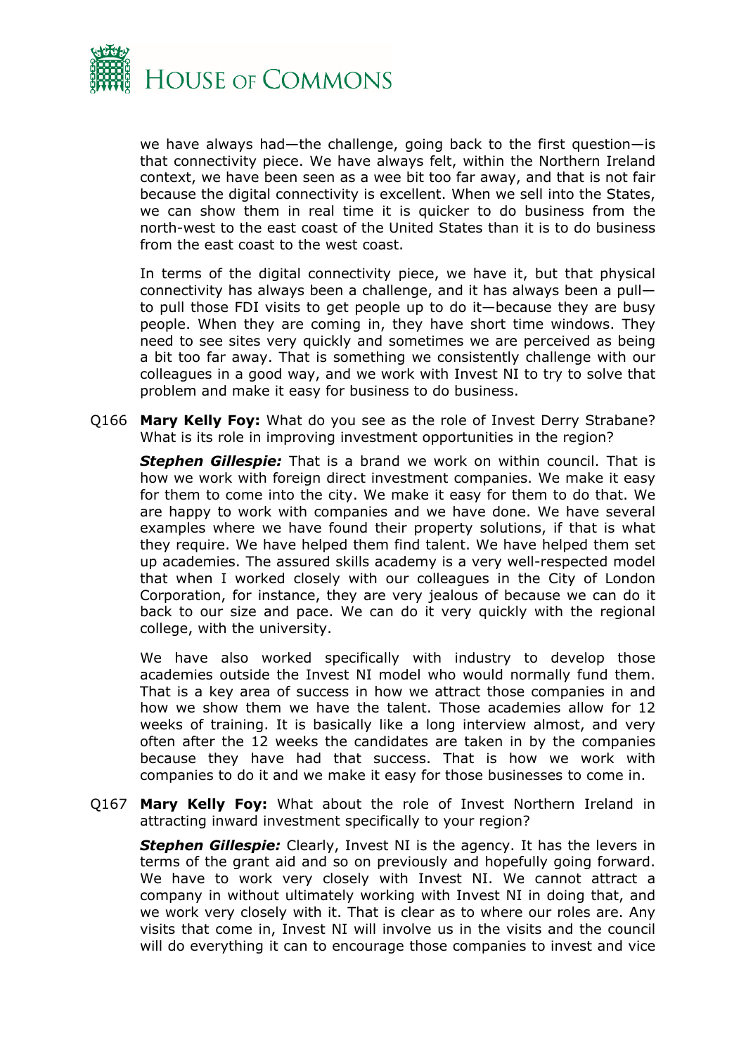we have always had—the challenge, going back to the first question—is that connectivity piece. We have always felt, within the Northern Ireland context, we have been seen as a wee bit too far away, and that is not fair because the digital connectivity is excellent. When we sell into the States, we can show them in real time it is quicker to do business from the north-west to the east coast of the United States than it is to do business from the east coast to the west coast.

In terms of the digital connectivity piece, we have it, but that physical connectivity has always been a challenge, and it has always been a pull—to pull those FDI visits to get people up to do it—because they are busy people. When they are coming in, they have short time windows. They need to see sites very quickly and sometimes we are perceived as being a bit too far away. That is something we consistently challenge with our colleagues in a good way, and we work with Invest NI to try to solve that problem and make it easy for business to do business.

Q166 **Mary Kelly Foy:** What do you see as the role of Invest Derry Strabane? What is its role in improving investment opportunities in the region?

***Stephen Gillespie:*** That is a brand we work on within council. That is how we work with foreign direct investment companies. We make it easy for them to come into the city. We make it easy for them to do that. We are happy to work with companies and we have done. We have several examples where we have found their property solutions, if that is what they require. We have helped them find talent. We have helped them set up academies. The assured skills academy is a very well-respected model that when I worked closely with our colleagues in the City of London Corporation, for instance, they are very jealous of because we can do it back to our size and pace. We can do it very quickly with the regional college, with the university.

We have also worked specifically with industry to develop those academies outside the Invest NI model who would normally fund them. That is a key area of success in how we attract those companies in and how we show them we have the talent. Those academies allow for 12 weeks of training. It is basically like a long interview almost, and very often after the 12 weeks the candidates are taken in by the companies because they have had that success. That is how we work with companies to do it and we make it easy for those businesses to come in.

Q167 **Mary Kelly Foy:** What about the role of Invest Northern Ireland in attracting inward investment specifically to your region?

***Stephen Gillespie:*** Clearly, Invest NI is the agency. It has the levers in terms of the grant aid and so on previously and hopefully going forward. We have to work very closely with Invest NI. We cannot attract a company in without ultimately working with Invest NI in doing that, and we work very closely with it. That is clear as to where our roles are. Any visits that come in, Invest NI will involve us in the visits and the council will do everything it can to encourage those companies to invest and vice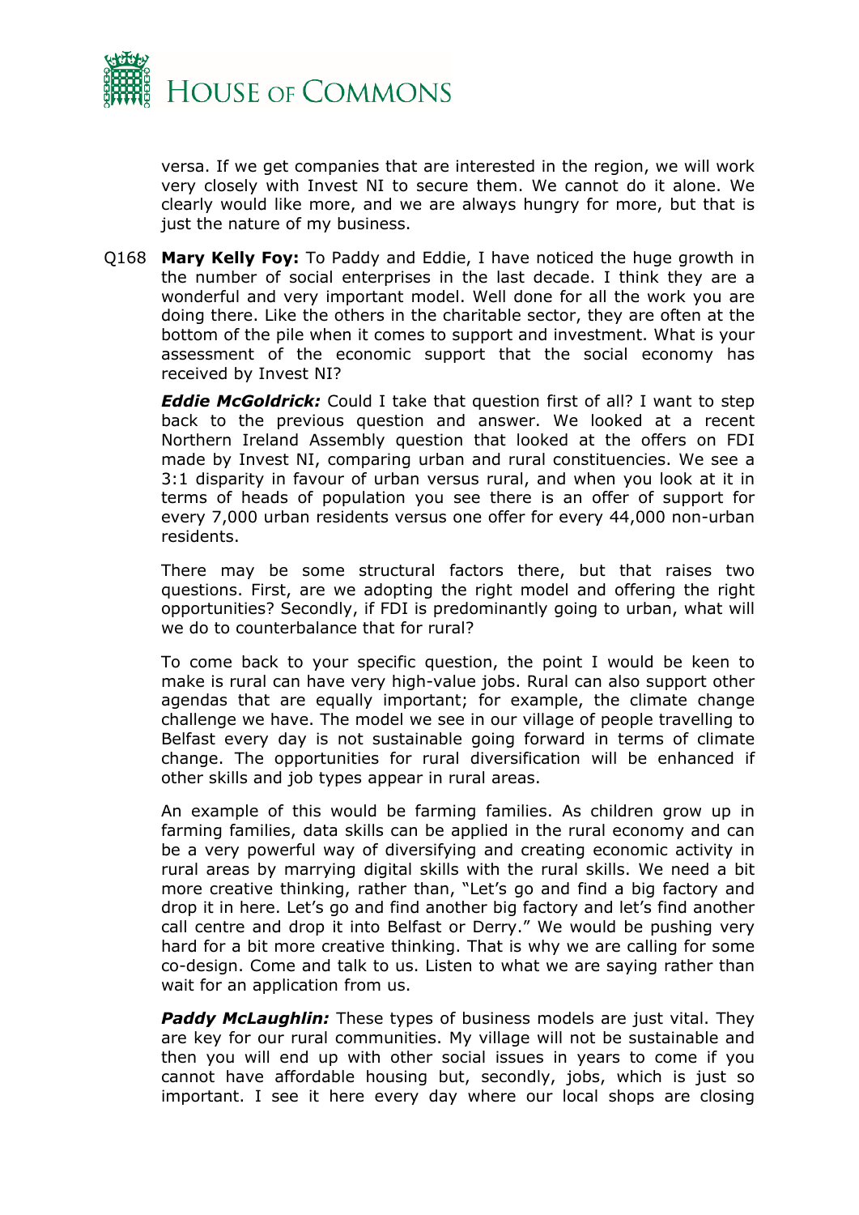versa. If we get companies that are interested in the region, we will work very closely with Invest NI to secure them. We cannot do it alone. We clearly would like more, and we are always hungry for more, but that is just the nature of my business.

Q168 **Mary Kelly Foy:** To Paddy and Eddie, I have noticed the huge growth in the number of social enterprises in the last decade. I think they are a wonderful and very important model. Well done for all the work you are doing there. Like the others in the charitable sector, they are often at the bottom of the pile when it comes to support and investment. What is your assessment of the economic support that the social economy has received by Invest NI?

***Eddie McGoldrick:*** Could I take that question first of all? I want to step back to the previous question and answer. We looked at a recent Northern Ireland Assembly question that looked at the offers on FDI made by Invest NI, comparing urban and rural constituencies. We see a 3:1 disparity in favour of urban versus rural, and when you look at it in terms of heads of population you see there is an offer of support for every 7,000 urban residents versus one offer for every 44,000 non-urban residents.

There may be some structural factors there, but that raises two questions. First, are we adopting the right model and offering the right opportunities? Secondly, if FDI is predominantly going to urban, what will we do to counterbalance that for rural?

To come back to your specific question, the point I would be keen to make is rural can have very high-value jobs. Rural can also support other agendas that are equally important; for example, the climate change challenge we have. The model we see in our village of people travelling to Belfast every day is not sustainable going forward in terms of climate change. The opportunities for rural diversification will be enhanced if other skills and job types appear in rural areas.

An example of this would be farming families. As children grow up in farming families, data skills can be applied in the rural economy and can be a very powerful way of diversifying and creating economic activity in rural areas by marrying digital skills with the rural skills. We need a bit more creative thinking, rather than, "Let's go and find a big factory and drop it in here. Let's go and find another big factory and let's find another call centre and drop it into Belfast or Derry." We would be pushing very hard for a bit more creative thinking. That is why we are calling for some co-design. Come and talk to us. Listen to what we are saying rather than wait for an application from us.

***Paddy McLaughlin:*** These types of business models are just vital. They are key for our rural communities. My village will not be sustainable and then you will end up with other social issues in years to come if you cannot have affordable housing but, secondly, jobs, which is just so important. I see it here every day where our local shops are closing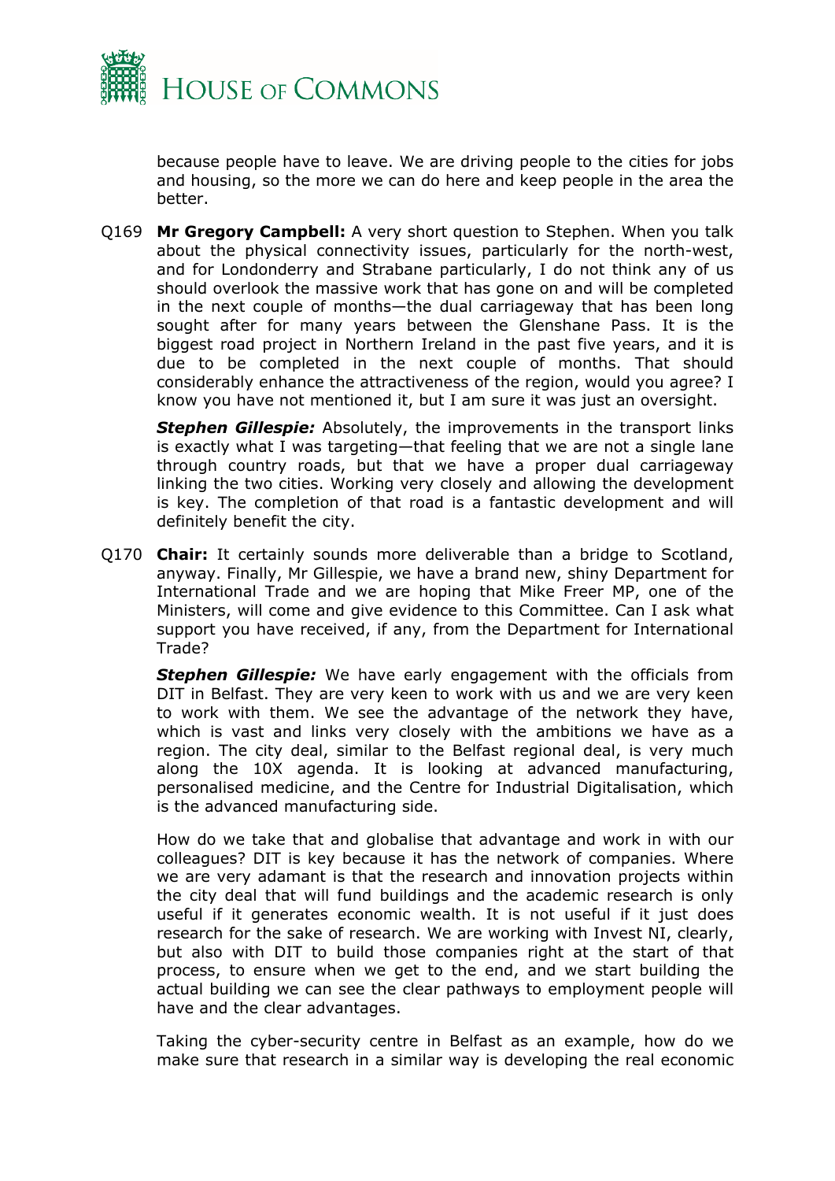because people have to leave. We are driving people to the cities for jobs and housing, so the more we can do here and keep people in the area the better.

Q169 **Mr Gregory Campbell:** A very short question to Stephen. When you talk about the physical connectivity issues, particularly for the north-west, and for Londonderry and Strabane particularly, I do not think any of us should overlook the massive work that has gone on and will be completed in the next couple of months—the dual carriageway that has been long sought after for many years between the Glenshane Pass. It is the biggest road project in Northern Ireland in the past five years, and it is due to be completed in the next couple of months. That should considerably enhance the attractiveness of the region, would you agree? I know you have not mentioned it, but I am sure it was just an oversight.

***Stephen Gillespie:*** Absolutely, the improvements in the transport links is exactly what I was targeting—that feeling that we are not a single lane through country roads, but that we have a proper dual carriageway linking the two cities. Working very closely and allowing the development is key. The completion of that road is a fantastic development and will definitely benefit the city.

Q170 **Chair:** It certainly sounds more deliverable than a bridge to Scotland, anyway. Finally, Mr Gillespie, we have a brand new, shiny Department for International Trade and we are hoping that Mike Freer MP, one of the Ministers, will come and give evidence to this Committee. Can I ask what support you have received, if any, from the Department for International Trade?

***Stephen Gillespie:*** We have early engagement with the officials from DIT in Belfast. They are very keen to work with us and we are very keen to work with them. We see the advantage of the network they have, which is vast and links very closely with the ambitions we have as a region. The city deal, similar to the Belfast regional deal, is very much along the 10X agenda. It is looking at advanced manufacturing, personalised medicine, and the Centre for Industrial Digitalisation, which is the advanced manufacturing side.

How do we take that and globalise that advantage and work in with our colleagues? DIT is key because it has the network of companies. Where we are very adamant is that the research and innovation projects within the city deal that will fund buildings and the academic research is only useful if it generates economic wealth. It is not useful if it just does research for the sake of research. We are working with Invest NI, clearly, but also with DIT to build those companies right at the start of that process, to ensure when we get to the end, and we start building the actual building we can see the clear pathways to employment people will have and the clear advantages.

Taking the cyber-security centre in Belfast as an example, how do we make sure that research in a similar way is developing the real economic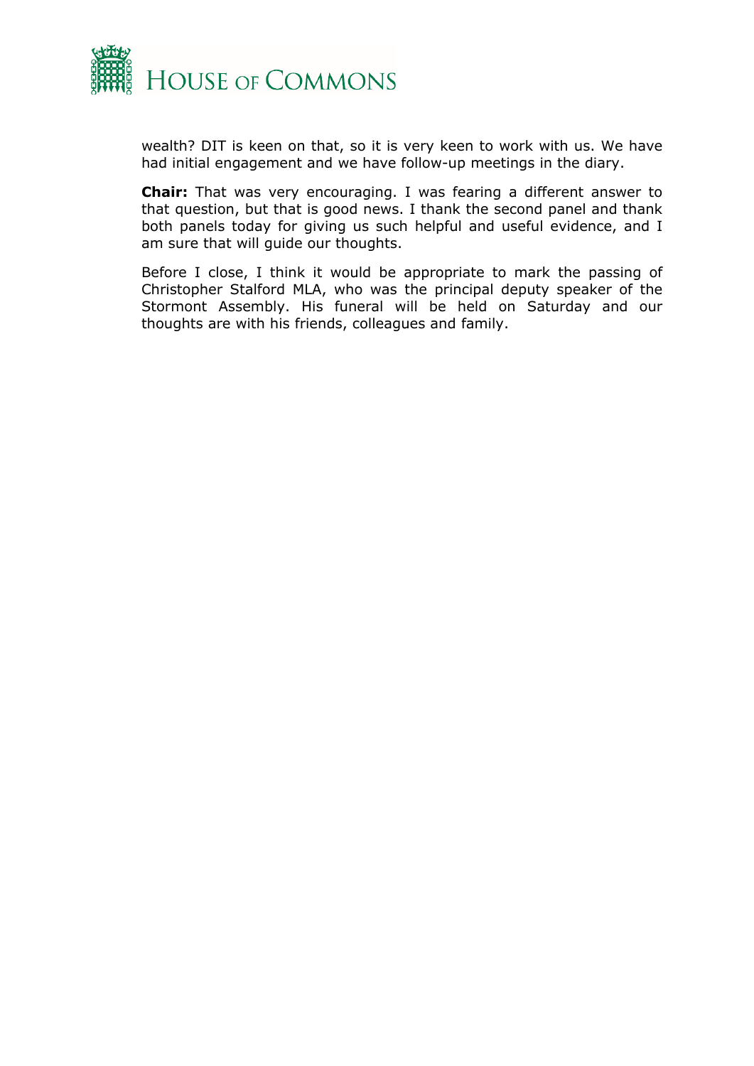wealth? DIT is keen on that, so it is very keen to work with us. We have had initial engagement and we have follow-up meetings in the diary.

**Chair:** That was very encouraging. I was fearing a different answer to that question, but that is good news. I thank the second panel and thank both panels today for giving us such helpful and useful evidence, and I am sure that will guide our thoughts.

Before I close, I think it would be appropriate to mark the passing of Christopher Stalford MLA, who was the principal deputy speaker of the Stormont Assembly. His funeral will be held on Saturday and our thoughts are with his friends, colleagues and family.